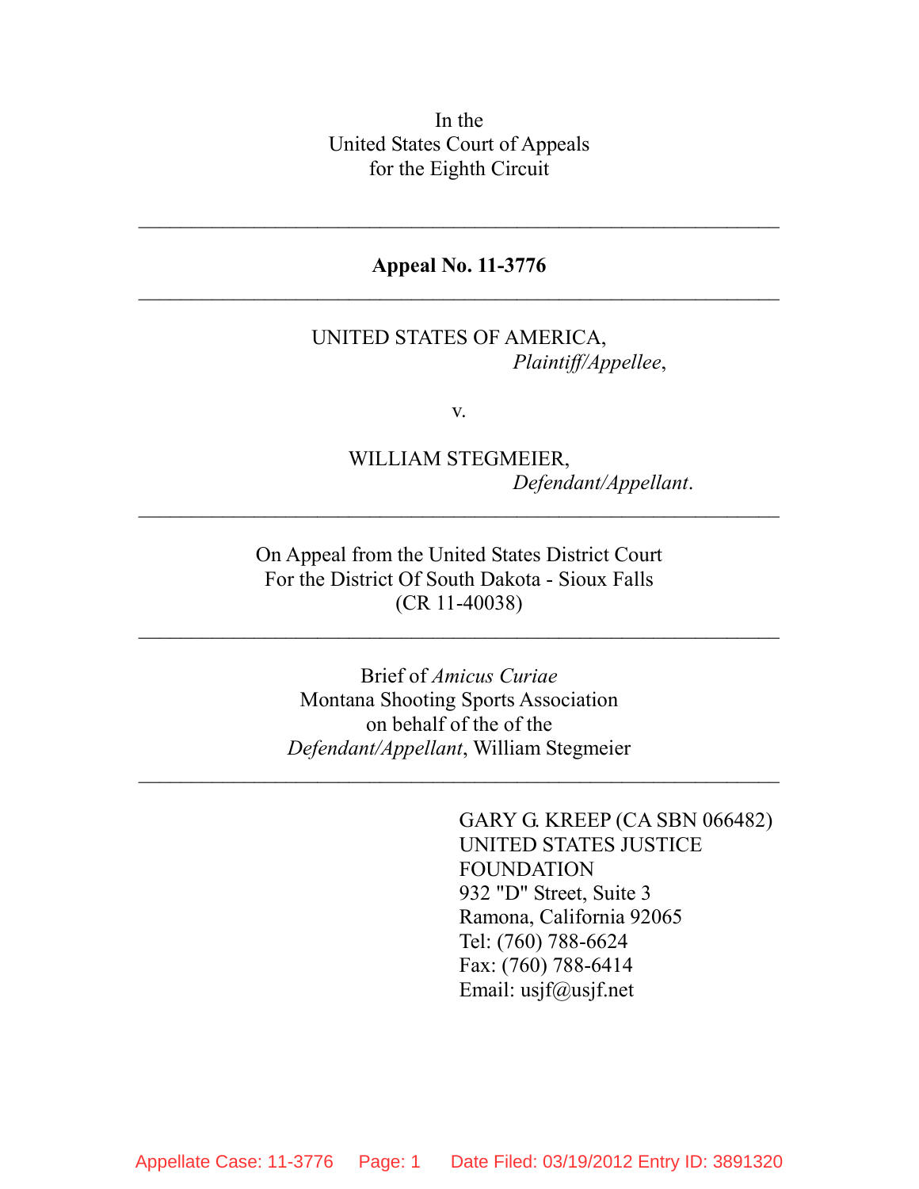In the
United States Court of Appeals
for the Eighth Circuit

---

**Appeal No. 11-3776**

---

UNITED STATES OF AMERICA,
*Plaintiff/Appellee*,

v.

WILLIAM STEGMEIER,
*Defendant/Appellant*.

---

On Appeal from the United States District Court
For the District Of South Dakota - Sioux Falls
(CR 11-40038)

---

Brief of *Amicus Curiae*
Montana Shooting Sports Association
on behalf of the of the
*Defendant/Appellant*, William Stegmeier

---

GARY G. KREEP (CA SBN 066482)
UNITED STATES JUSTICE FOUNDATION
932 "D" Street, Suite 3
Ramona, California 92065
Tel: (760) 788-6624
Fax: (760) 788-6414
Email: usjf@usjf.net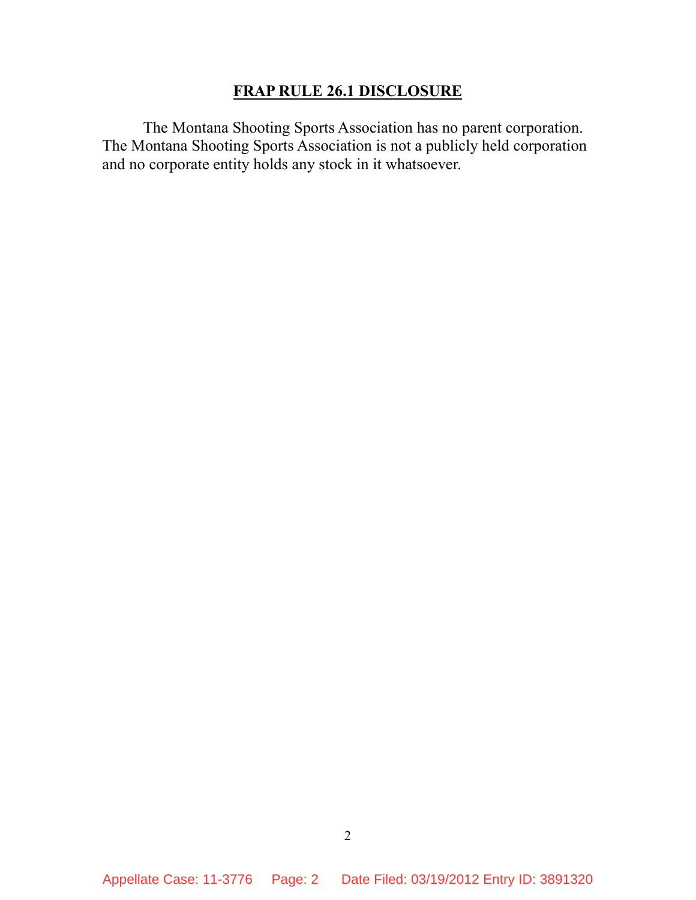## FRAP RULE 26.1 DISCLOSURE

The Montana Shooting Sports Association has no parent corporation. The Montana Shooting Sports Association is not a publicly held corporation and no corporate entity holds any stock in it whatsoever.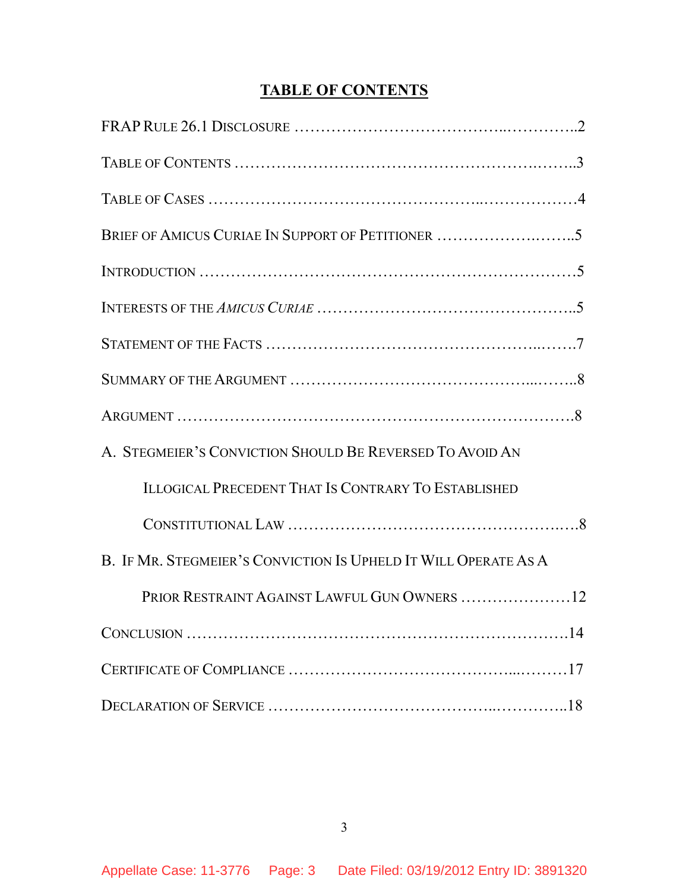# TABLE OF CONTENTS

FRAP RULE 26.1 DISCLOSURE ……………………………………..…………..2

TABLE OF CONTENTS …………………………………………………….……..3

TABLE OF CASES ………………………………………...………………4

BRIEF OF AMICUS CURIAE IN SUPPORT OF PETITIONER ……………….……..5

INTRODUCTION ……………………………………………………………5

INTERESTS OF THE *AMICUS CURIAE* ……………………………………..5

STATEMENT OF THE FACTS ……………………………………..…….7

SUMMARY OF THE ARGUMENT ……………………………………...……..8

ARGUMENT ……………………………………………………………….8

A. STEGMEIER'S CONVICTION SHOULD BE REVERSED TO AVOID AN ILLOGICAL PRECEDENT THAT IS CONTRARY TO ESTABLISHED CONSTITUTIONAL LAW …………………………………………….…8

B. IF MR. STEGMEIER'S CONVICTION IS UPHELD IT WILL OPERATE AS A PRIOR RESTRAINT AGAINST LAWFUL GUN OWNERS …………………12

CONCLUSION ………………………………………………………….14

CERTIFICATE OF COMPLIANCE ……………………………...………17

DECLARATION OF SERVICE …………………………………...…………..18

Appellate Case: 11-3776 Page: 3 Date Filed: 03/19/2012 Entry ID: 3891320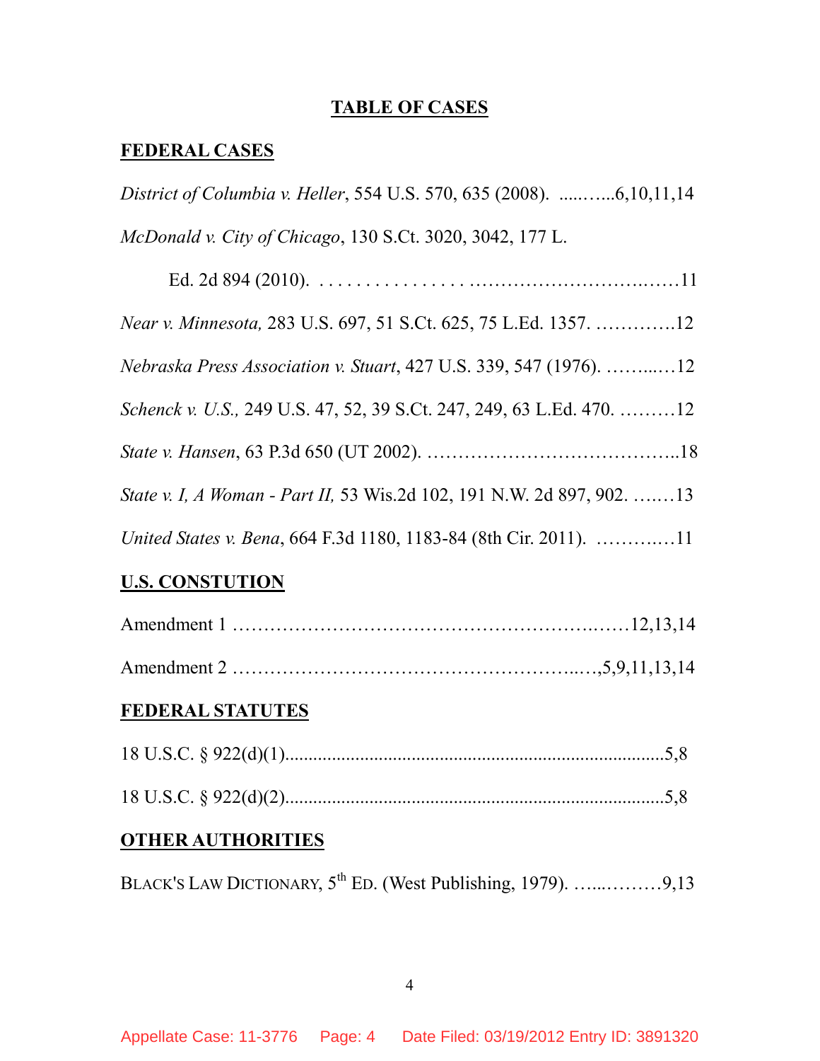# TABLE OF CASES

## FEDERAL CASES

*District of Columbia v. Heller*, 554 U.S. 570, 635 (2008). ......….....6,10,11,14

*McDonald v. City of Chicago*, 130 S.Ct. 3020, 3042, 177 L. Ed. 2d 894 (2010). . . . . . . . . . . . . . . . . . .…………………………..……11

*Near v. Minnesota,* 283 U.S. 697, 51 S.Ct. 625, 75 L.Ed. 1357. …………..12

*Nebraska Press Association v. Stuart*, 427 U.S. 339, 547 (1976). ……....…12

*Schenck v. U.S.,* 249 U.S. 47, 52, 39 S.Ct. 247, 249, 63 L.Ed. 470. ………12

*State v. Hansen*, 63 P.3d 650 (UT 2002). …………………………………..18

*State v. I, A Woman - Part II,* 53 Wis.2d 102, 191 N.W. 2d 897, 902. …..…13

*United States v. Bena*, 664 F.3d 1180, 1183-84 (8th Cir. 2011). …………..…11

## U.S. CONSTUTION

Amendment 1 ………………………………………………….……12,13,14

Amendment 2 ……………………………………………..….,5,9,11,13,14

## FEDERAL STATUTES

18 U.S.C. § 922(d)(1)................................................................................5,8

18 U.S.C. § 922(d)(2)................................................................................5,8

## OTHER AUTHORITIES

BLACK'S LAW DICTIONARY, 5th ED. (West Publishing, 1979). …...………9,13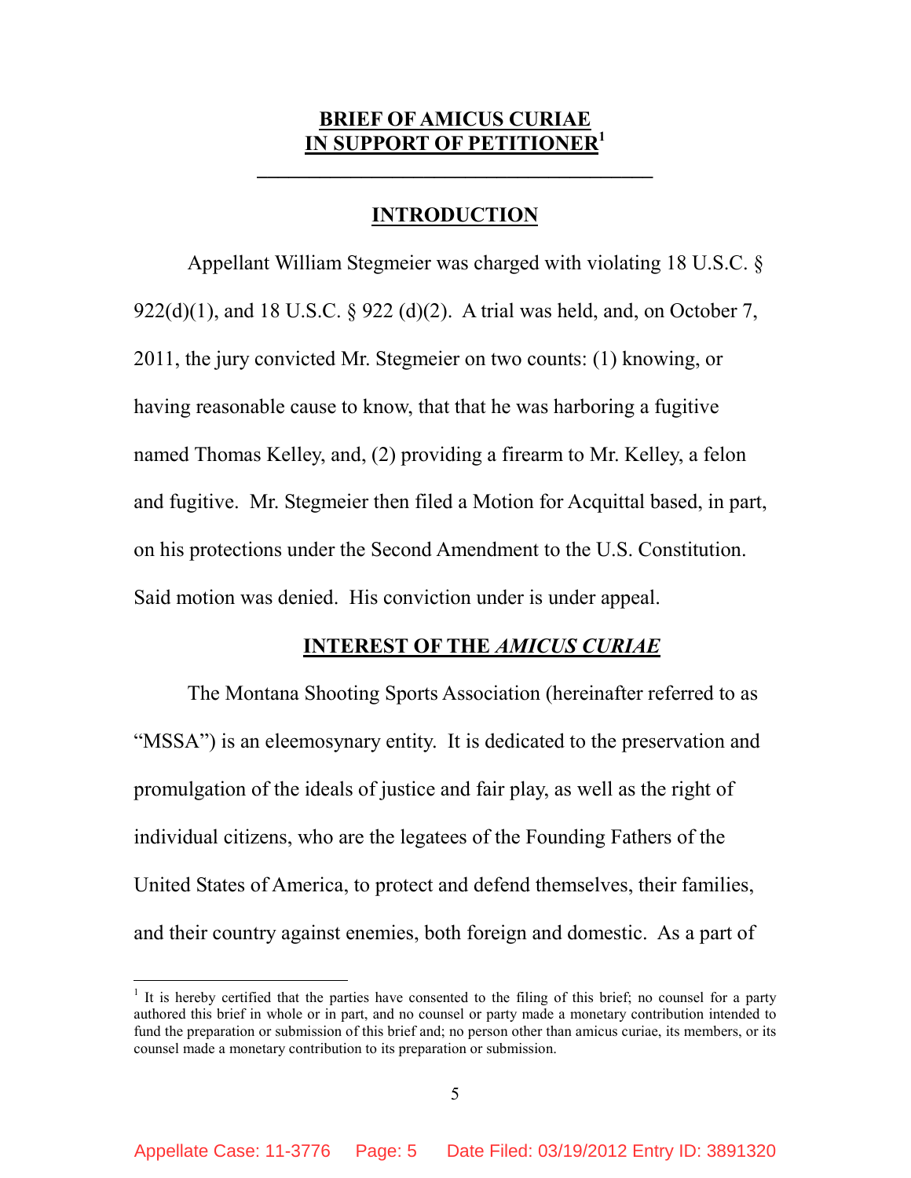# BRIEF OF AMICUS CURIAE IN SUPPORT OF PETITIONER[1]

## INTRODUCTION

Appellant William Stegmeier was charged with violating 18 U.S.C. § 922(d)(1), and 18 U.S.C. § 922 (d)(2). A trial was held, and, on October 7, 2011, the jury convicted Mr. Stegmeier on two counts: (1) knowing, or having reasonable cause to know, that that he was harboring a fugitive named Thomas Kelley, and, (2) providing a firearm to Mr. Kelley, a felon and fugitive. Mr. Stegmeier then filed a Motion for Acquittal based, in part, on his protections under the Second Amendment to the U.S. Constitution. Said motion was denied. His conviction under is under appeal.

## INTEREST OF THE *AMICUS CURIAE*

The Montana Shooting Sports Association (hereinafter referred to as "MSSA") is an eleemosynary entity. It is dedicated to the preservation and promulgation of the ideals of justice and fair play, as well as the right of individual citizens, who are the legatees of the Founding Fathers of the United States of America, to protect and defend themselves, their families, and their country against enemies, both foreign and domestic. As a part of

[1] It is hereby certified that the parties have consented to the filing of this brief; no counsel for a party authored this brief in whole or in part, and no counsel or party made a monetary contribution intended to fund the preparation or submission of this brief and; no person other than amicus curiae, its members, or its counsel made a monetary contribution to its preparation or submission.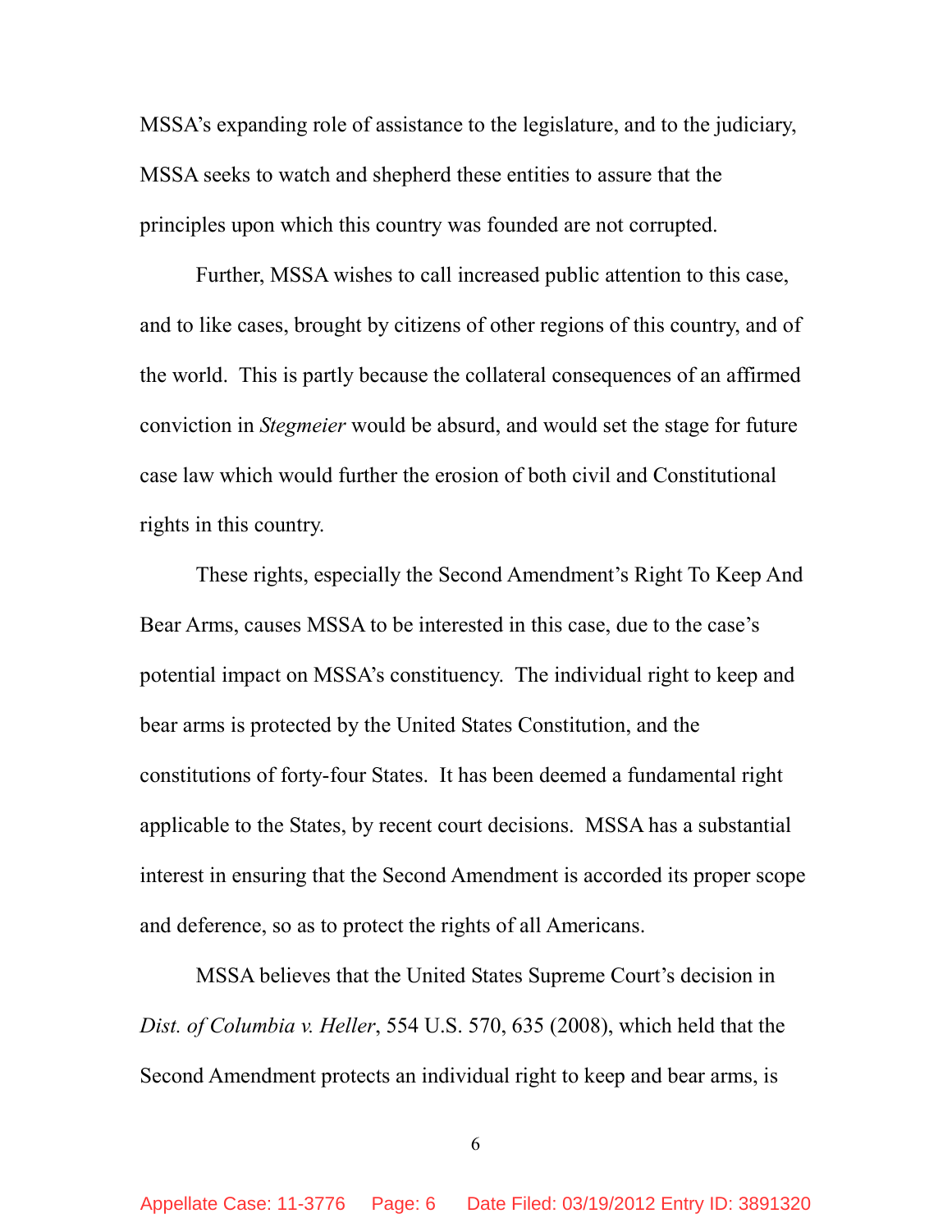MSSA's expanding role of assistance to the legislature, and to the judiciary, MSSA seeks to watch and shepherd these entities to assure that the principles upon which this country was founded are not corrupted.

Further, MSSA wishes to call increased public attention to this case, and to like cases, brought by citizens of other regions of this country, and of the world. This is partly because the collateral consequences of an affirmed conviction in *Stegmeier* would be absurd, and would set the stage for future case law which would further the erosion of both civil and Constitutional rights in this country.

These rights, especially the Second Amendment's Right To Keep And Bear Arms, causes MSSA to be interested in this case, due to the case's potential impact on MSSA's constituency. The individual right to keep and bear arms is protected by the United States Constitution, and the constitutions of forty-four States. It has been deemed a fundamental right applicable to the States, by recent court decisions. MSSA has a substantial interest in ensuring that the Second Amendment is accorded its proper scope and deference, so as to protect the rights of all Americans.

MSSA believes that the United States Supreme Court's decision in *Dist. of Columbia v. Heller*, 554 U.S. 570, 635 (2008), which held that the Second Amendment protects an individual right to keep and bear arms, is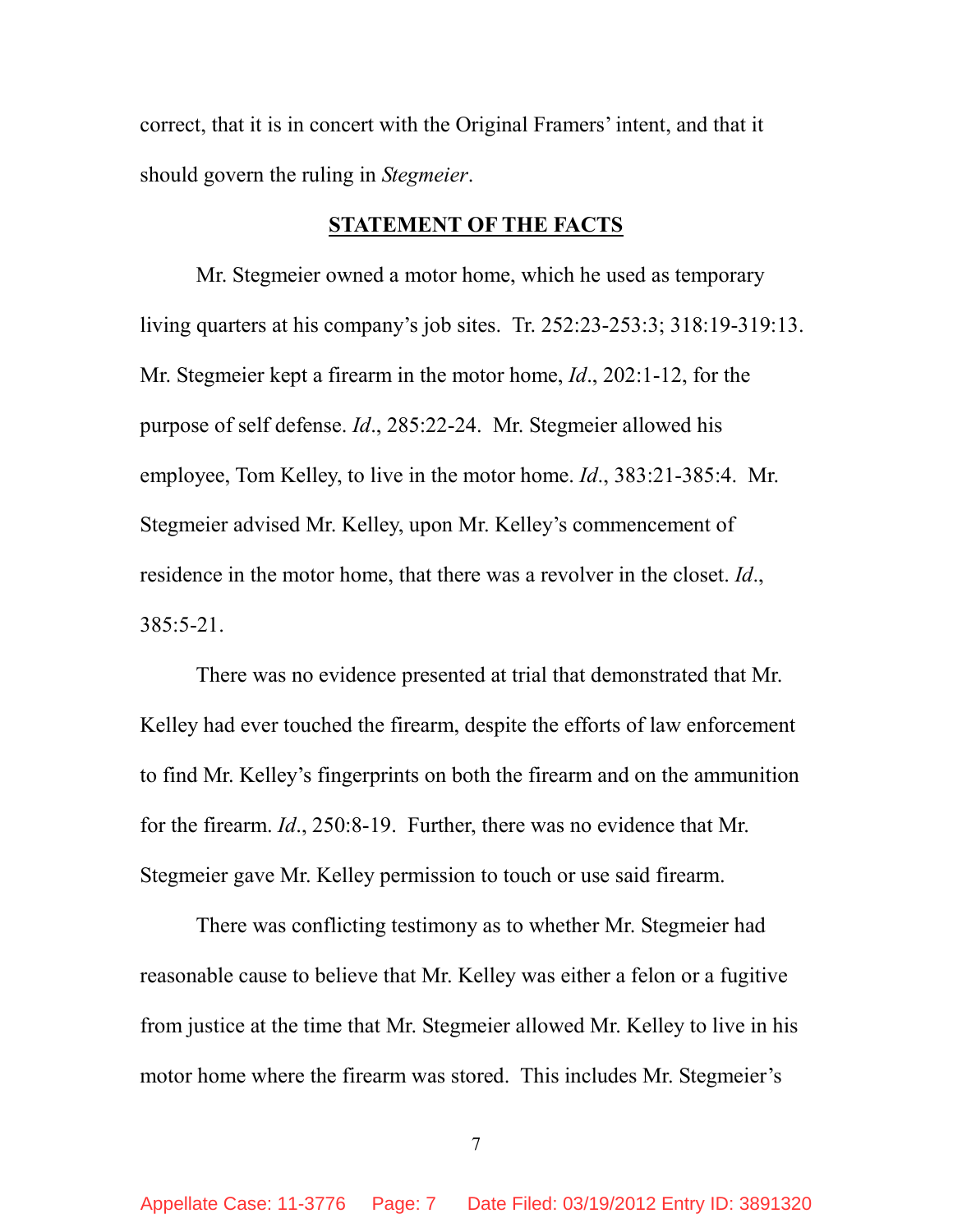correct, that it is in concert with the Original Framers' intent, and that it should govern the ruling in *Stegmeier*.

## STATEMENT OF THE FACTS

Mr. Stegmeier owned a motor home, which he used as temporary living quarters at his company's job sites. Tr. 252:23-253:3; 318:19-319:13. Mr. Stegmeier kept a firearm in the motor home, *Id*., 202:1-12, for the purpose of self defense. *Id*., 285:22-24. Mr. Stegmeier allowed his employee, Tom Kelley, to live in the motor home. *Id*., 383:21-385:4. Mr. Stegmeier advised Mr. Kelley, upon Mr. Kelley's commencement of residence in the motor home, that there was a revolver in the closet. *Id*., 385:5-21.

There was no evidence presented at trial that demonstrated that Mr. Kelley had ever touched the firearm, despite the efforts of law enforcement to find Mr. Kelley's fingerprints on both the firearm and on the ammunition for the firearm. *Id*., 250:8-19. Further, there was no evidence that Mr. Stegmeier gave Mr. Kelley permission to touch or use said firearm.

There was conflicting testimony as to whether Mr. Stegmeier had reasonable cause to believe that Mr. Kelley was either a felon or a fugitive from justice at the time that Mr. Stegmeier allowed Mr. Kelley to live in his motor home where the firearm was stored. This includes Mr. Stegmeier's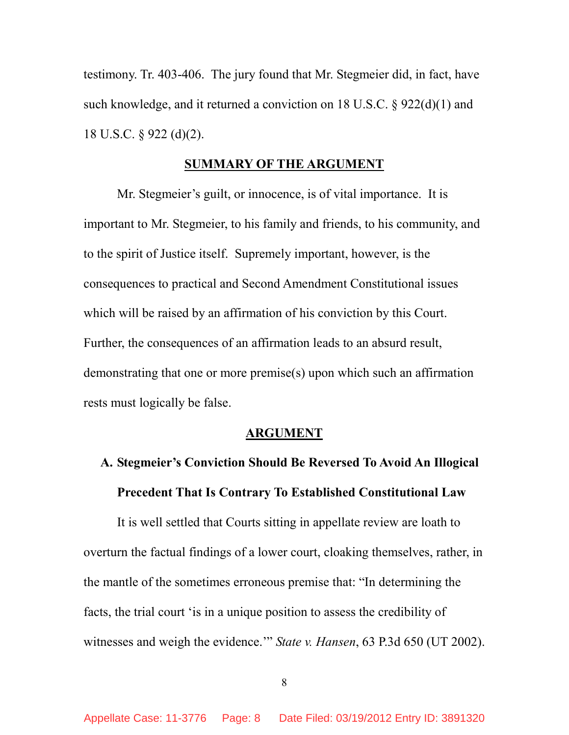testimony. Tr. 403-406. The jury found that Mr. Stegmeier did, in fact, have such knowledge, and it returned a conviction on 18 U.S.C. § 922(d)(1) and 18 U.S.C. § 922 (d)(2).

## SUMMARY OF THE ARGUMENT

Mr. Stegmeier's guilt, or innocence, is of vital importance. It is important to Mr. Stegmeier, to his family and friends, to his community, and to the spirit of Justice itself. Supremely important, however, is the consequences to practical and Second Amendment Constitutional issues which will be raised by an affirmation of his conviction by this Court. Further, the consequences of an affirmation leads to an absurd result, demonstrating that one or more premise(s) upon which such an affirmation rests must logically be false.

## ARGUMENT

### A. Stegmeier's Conviction Should Be Reversed To Avoid An Illogical Precedent That Is Contrary To Established Constitutional Law

It is well settled that Courts sitting in appellate review are loath to overturn the factual findings of a lower court, cloaking themselves, rather, in the mantle of the sometimes erroneous premise that: "In determining the facts, the trial court 'is in a unique position to assess the credibility of witnesses and weigh the evidence.'" *State v. Hansen*, 63 P.3d 650 (UT 2002).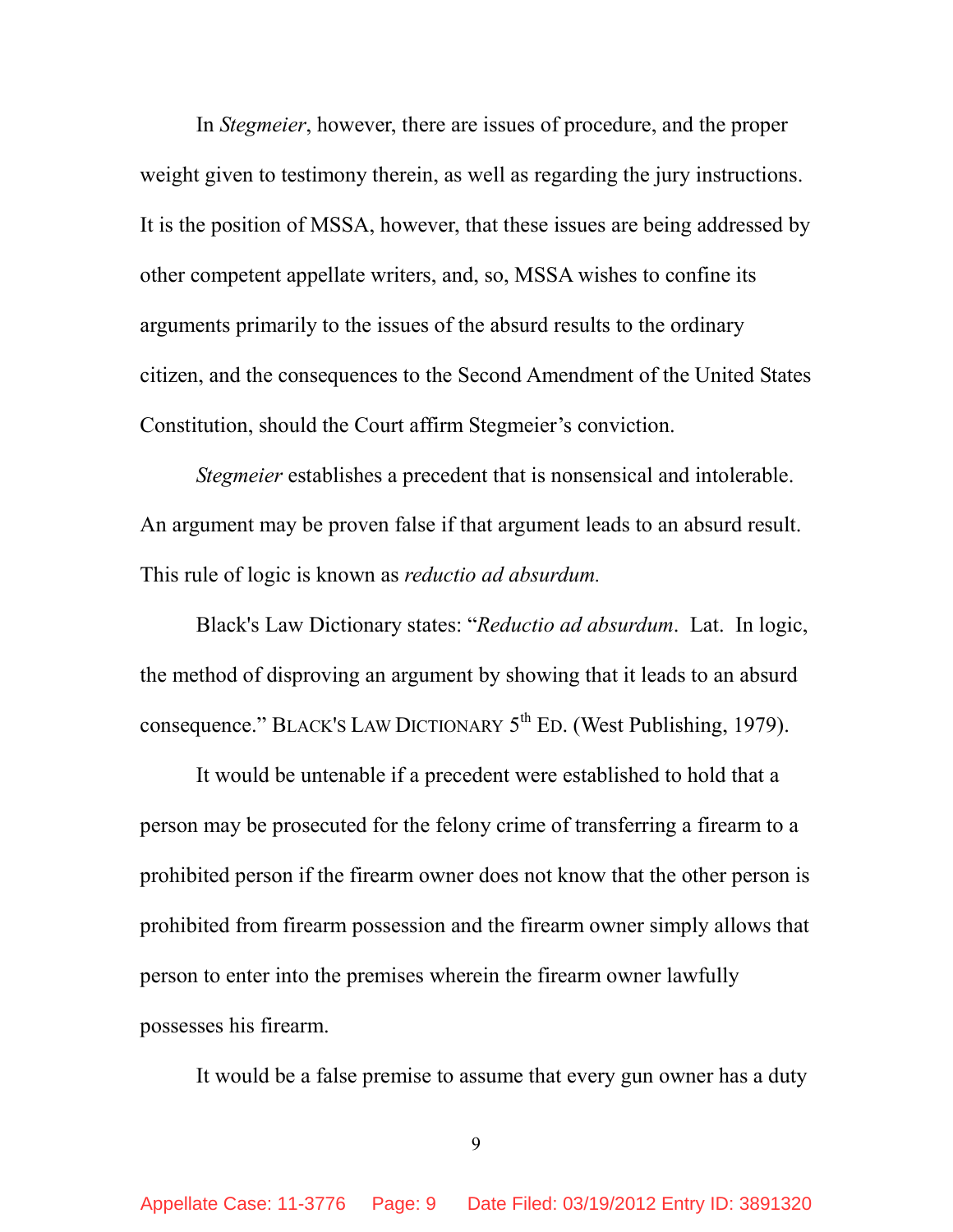In *Stegmeier*, however, there are issues of procedure, and the proper weight given to testimony therein, as well as regarding the jury instructions. It is the position of MSSA, however, that these issues are being addressed by other competent appellate writers, and, so, MSSA wishes to confine its arguments primarily to the issues of the absurd results to the ordinary citizen, and the consequences to the Second Amendment of the United States Constitution, should the Court affirm Stegmeier's conviction.

*Stegmeier* establishes a precedent that is nonsensical and intolerable. An argument may be proven false if that argument leads to an absurd result. This rule of logic is known as *reductio ad absurdum.*

Black's Law Dictionary states: "*Reductio ad absurdum*. Lat. In logic, the method of disproving an argument by showing that it leads to an absurd consequence." BLACK'S LAW DICTIONARY 5th ED. (West Publishing, 1979).

It would be untenable if a precedent were established to hold that a person may be prosecuted for the felony crime of transferring a firearm to a prohibited person if the firearm owner does not know that the other person is prohibited from firearm possession and the firearm owner simply allows that person to enter into the premises wherein the firearm owner lawfully possesses his firearm.

It would be a false premise to assume that every gun owner has a duty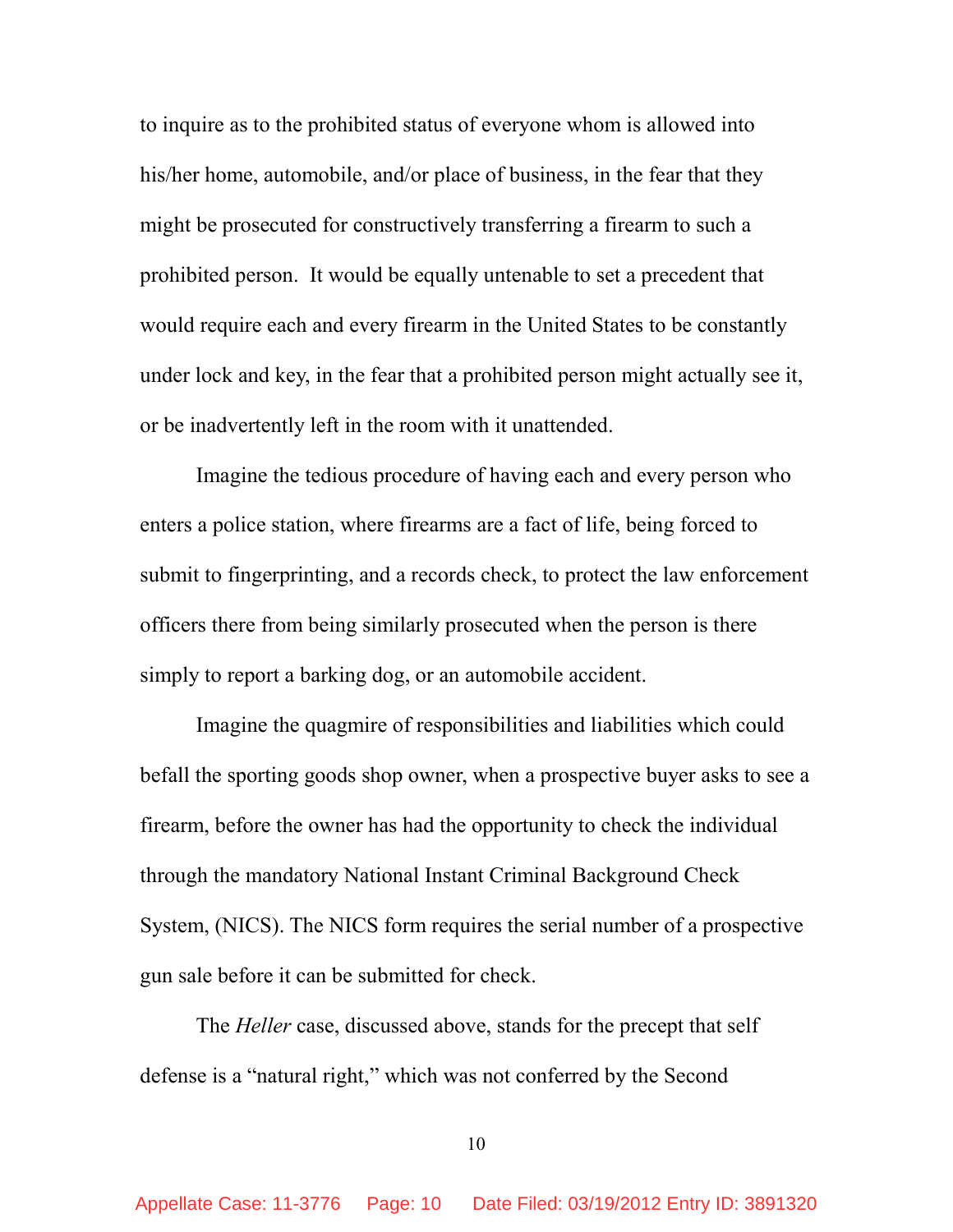to inquire as to the prohibited status of everyone whom is allowed into his/her home, automobile, and/or place of business, in the fear that they might be prosecuted for constructively transferring a firearm to such a prohibited person. It would be equally untenable to set a precedent that would require each and every firearm in the United States to be constantly under lock and key, in the fear that a prohibited person might actually see it, or be inadvertently left in the room with it unattended.

Imagine the tedious procedure of having each and every person who enters a police station, where firearms are a fact of life, being forced to submit to fingerprinting, and a records check, to protect the law enforcement officers there from being similarly prosecuted when the person is there simply to report a barking dog, or an automobile accident.

Imagine the quagmire of responsibilities and liabilities which could befall the sporting goods shop owner, when a prospective buyer asks to see a firearm, before the owner has had the opportunity to check the individual through the mandatory National Instant Criminal Background Check System, (NICS). The NICS form requires the serial number of a prospective gun sale before it can be submitted for check.

The *Heller* case, discussed above, stands for the precept that self defense is a "natural right," which was not conferred by the Second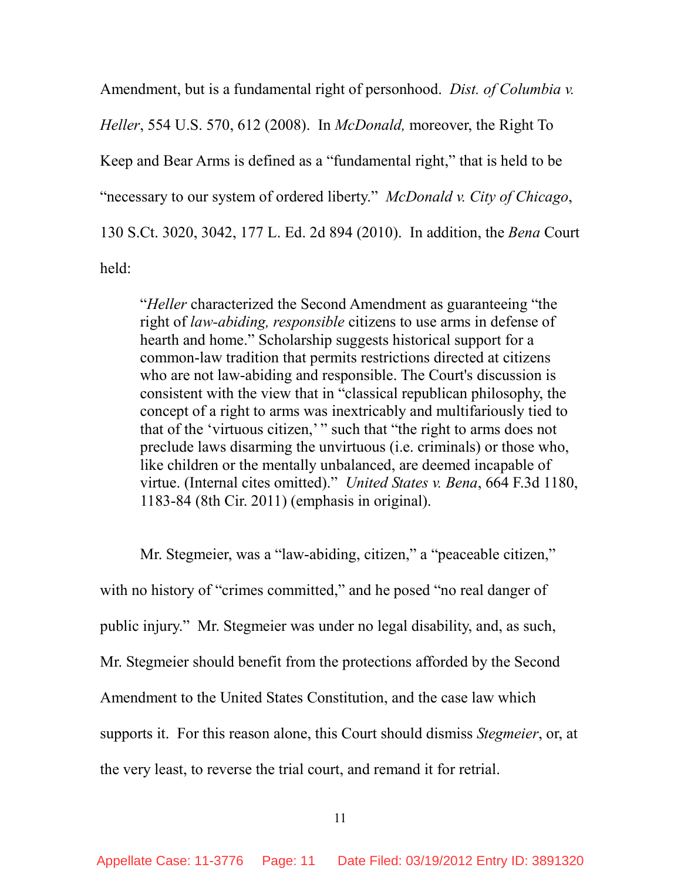Amendment, but is a fundamental right of personhood. *Dist. of Columbia v. Heller*, 554 U.S. 570, 612 (2008). In *McDonald,* moreover, the Right To Keep and Bear Arms is defined as a "fundamental right," that is held to be "necessary to our system of ordered liberty." *McDonald v. City of Chicago*, 130 S.Ct. 3020, 3042, 177 L. Ed. 2d 894 (2010). In addition, the *Bena* Court held:

> "*Heller* characterized the Second Amendment as guaranteeing "the right of *law-abiding, responsible* citizens to use arms in defense of hearth and home." Scholarship suggests historical support for a common-law tradition that permits restrictions directed at citizens who are not law-abiding and responsible. The Court's discussion is consistent with the view that in "classical republican philosophy, the concept of a right to arms was inextricably and multifariously tied to that of the 'virtuous citizen,' " such that "the right to arms does not preclude laws disarming the unvirtuous (i.e. criminals) or those who, like children or the mentally unbalanced, are deemed incapable of virtue. (Internal cites omitted)." *United States v. Bena*, 664 F.3d 1180, 1183-84 (8th Cir. 2011) (emphasis in original).

Mr. Stegmeier, was a "law-abiding, citizen," a "peaceable citizen," with no history of "crimes committed," and he posed "no real danger of public injury." Mr. Stegmeier was under no legal disability, and, as such, Mr. Stegmeier should benefit from the protections afforded by the Second Amendment to the United States Constitution, and the case law which supports it. For this reason alone, this Court should dismiss *Stegmeier*, or, at the very least, to reverse the trial court, and remand it for retrial.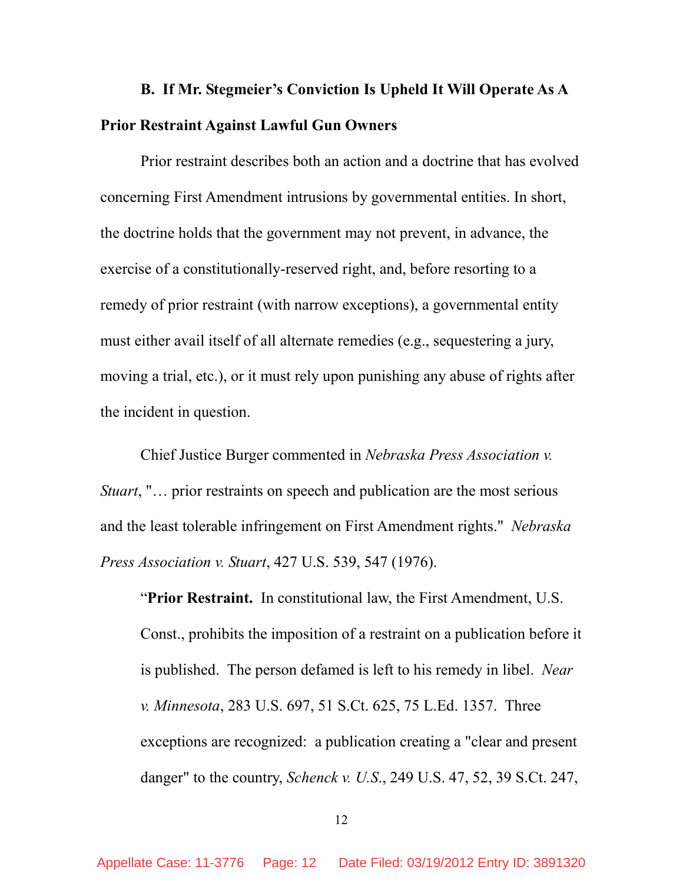**B. If Mr. Stegmeier's Conviction Is Upheld It Will Operate As A Prior Restraint Against Lawful Gun Owners**

Prior restraint describes both an action and a doctrine that has evolved concerning First Amendment intrusions by governmental entities. In short, the doctrine holds that the government may not prevent, in advance, the exercise of a constitutionally-reserved right, and, before resorting to a remedy of prior restraint (with narrow exceptions), a governmental entity must either avail itself of all alternate remedies (e.g., sequestering a jury, moving a trial, etc.), or it must rely upon punishing any abuse of rights after the incident in question.

Chief Justice Burger commented in *Nebraska Press Association v. Stuart*, "… prior restraints on speech and publication are the most serious and the least tolerable infringement on First Amendment rights." *Nebraska Press Association v. Stuart*, 427 U.S. 539, 547 (1976).

> "**Prior Restraint.** In constitutional law, the First Amendment, U.S. Const., prohibits the imposition of a restraint on a publication before it is published. The person defamed is left to his remedy in libel. *Near v. Minnesota*, 283 U.S. 697, 51 S.Ct. 625, 75 L.Ed. 1357. Three exceptions are recognized: a publication creating a "clear and present danger" to the country, *Schenck v. U.S.*, 249 U.S. 47, 52, 39 S.Ct. 247,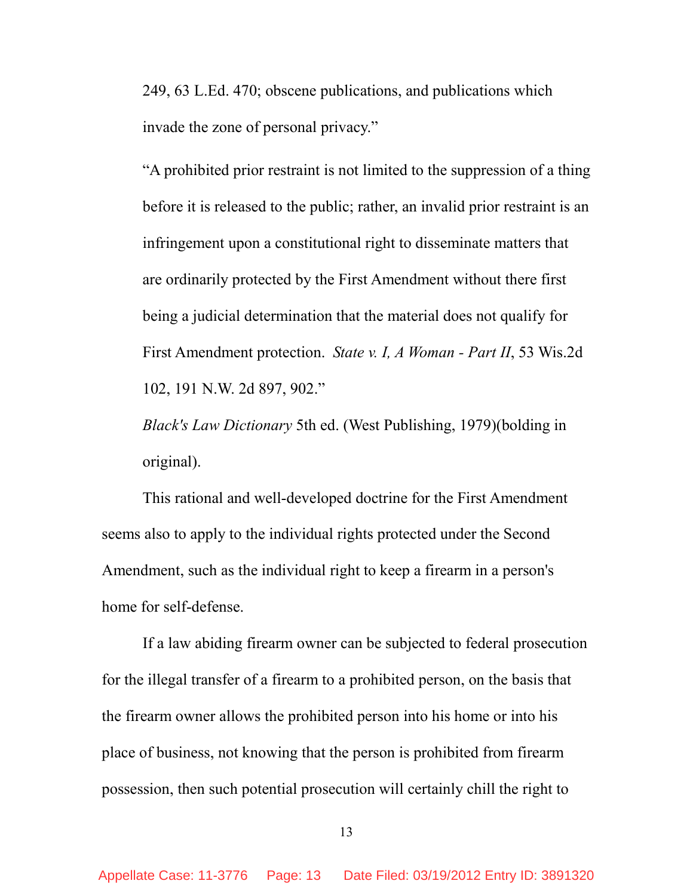> 249, 63 L.Ed. 470; obscene publications, and publications which invade the zone of personal privacy."
>
> "A prohibited prior restraint is not limited to the suppression of a thing before it is released to the public; rather, an invalid prior restraint is an infringement upon a constitutional right to disseminate matters that are ordinarily protected by the First Amendment without there first being a judicial determination that the material does not qualify for First Amendment protection. *State v. I, A Woman - Part II*, 53 Wis.2d 102, 191 N.W. 2d 897, 902."
>
> *Black's Law Dictionary* 5th ed. (West Publishing, 1979)(bolding in original).

This rational and well-developed doctrine for the First Amendment seems also to apply to the individual rights protected under the Second Amendment, such as the individual right to keep a firearm in a person's home for self-defense.

If a law abiding firearm owner can be subjected to federal prosecution for the illegal transfer of a firearm to a prohibited person, on the basis that the firearm owner allows the prohibited person into his home or into his place of business, not knowing that the person is prohibited from firearm possession, then such potential prosecution will certainly chill the right to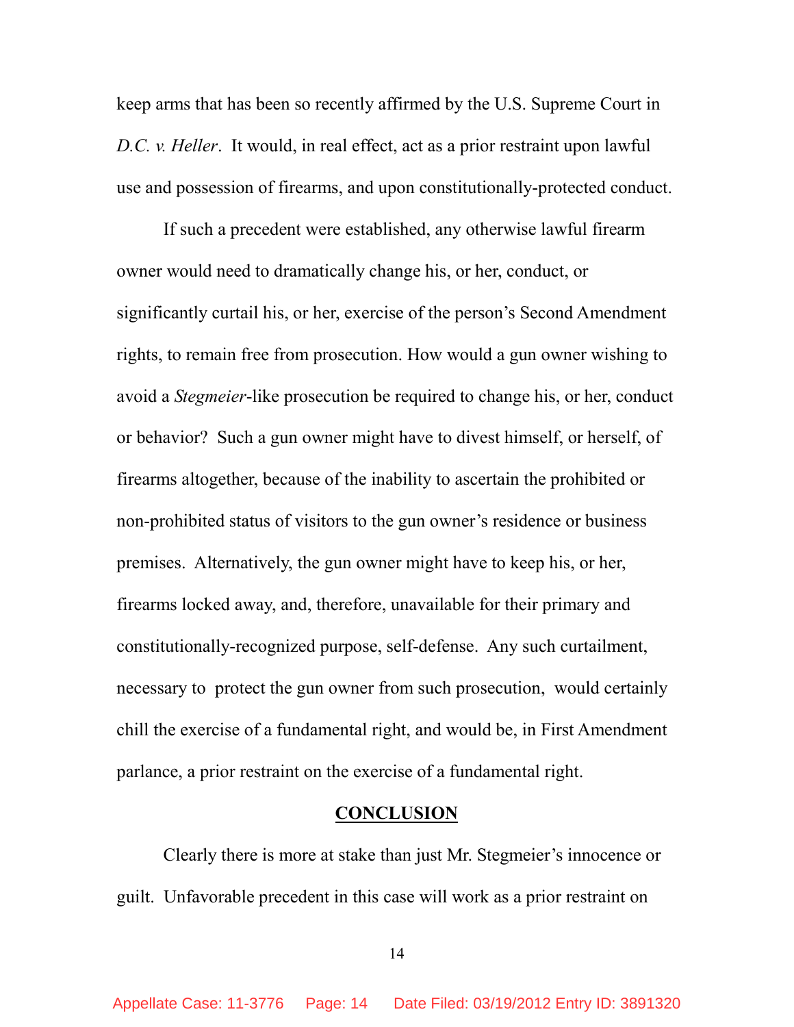keep arms that has been so recently affirmed by the U.S. Supreme Court in *D.C. v. Heller*. It would, in real effect, act as a prior restraint upon lawful use and possession of firearms, and upon constitutionally-protected conduct.

If such a precedent were established, any otherwise lawful firearm owner would need to dramatically change his, or her, conduct, or significantly curtail his, or her, exercise of the person's Second Amendment rights, to remain free from prosecution. How would a gun owner wishing to avoid a *Stegmeier*-like prosecution be required to change his, or her, conduct or behavior? Such a gun owner might have to divest himself, or herself, of firearms altogether, because of the inability to ascertain the prohibited or non-prohibited status of visitors to the gun owner's residence or business premises. Alternatively, the gun owner might have to keep his, or her, firearms locked away, and, therefore, unavailable for their primary and constitutionally-recognized purpose, self-defense. Any such curtailment, necessary to protect the gun owner from such prosecution, would certainly chill the exercise of a fundamental right, and would be, in First Amendment parlance, a prior restraint on the exercise of a fundamental right.

## CONCLUSION

Clearly there is more at stake than just Mr. Stegmeier's innocence or guilt. Unfavorable precedent in this case will work as a prior restraint on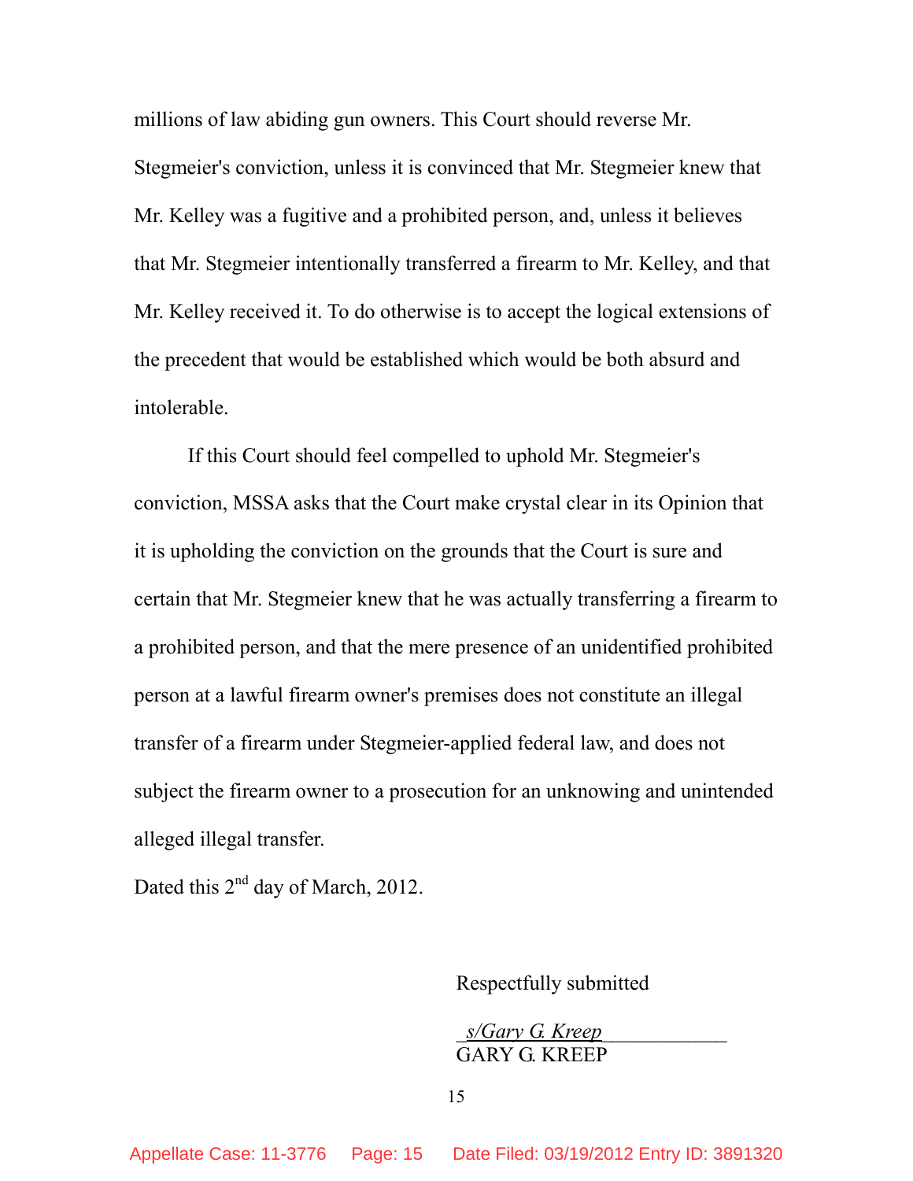millions of law abiding gun owners. This Court should reverse Mr. Stegmeier's conviction, unless it is convinced that Mr. Stegmeier knew that Mr. Kelley was a fugitive and a prohibited person, and, unless it believes that Mr. Stegmeier intentionally transferred a firearm to Mr. Kelley, and that Mr. Kelley received it. To do otherwise is to accept the logical extensions of the precedent that would be established which would be both absurd and intolerable.

If this Court should feel compelled to uphold Mr. Stegmeier's conviction, MSSA asks that the Court make crystal clear in its Opinion that it is upholding the conviction on the grounds that the Court is sure and certain that Mr. Stegmeier knew that he was actually transferring a firearm to a prohibited person, and that the mere presence of an unidentified prohibited person at a lawful firearm owner's premises does not constitute an illegal transfer of a firearm under Stegmeier-applied federal law, and does not subject the firearm owner to a prosecution for an unknowing and unintended alleged illegal transfer.

Dated this 2nd day of March, 2012.

Respectfully submitted

*s/Gary G. Kreep*

GARY G. KREEP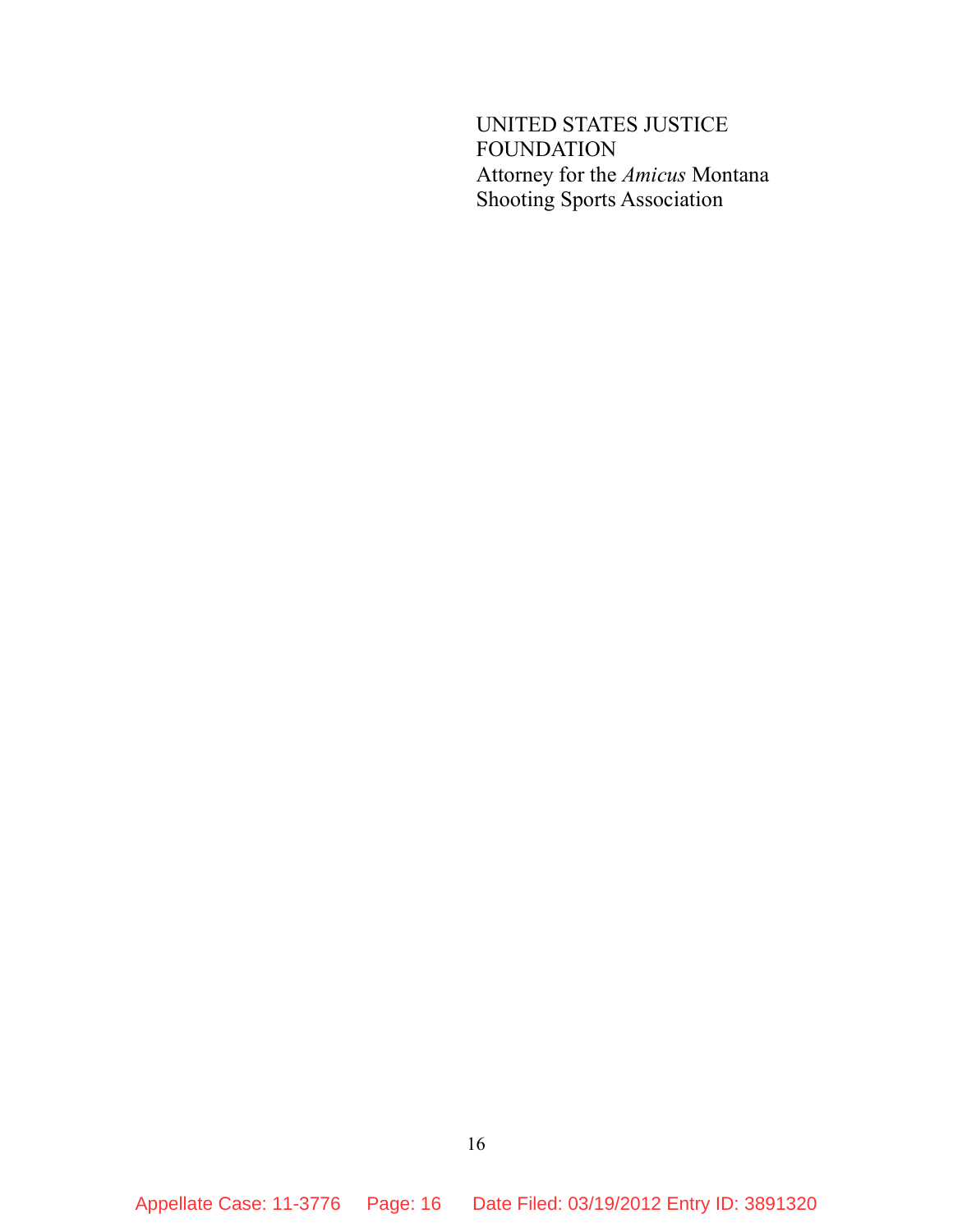UNITED STATES JUSTICE
FOUNDATION
Attorney for the *Amicus* Montana
Shooting Sports Association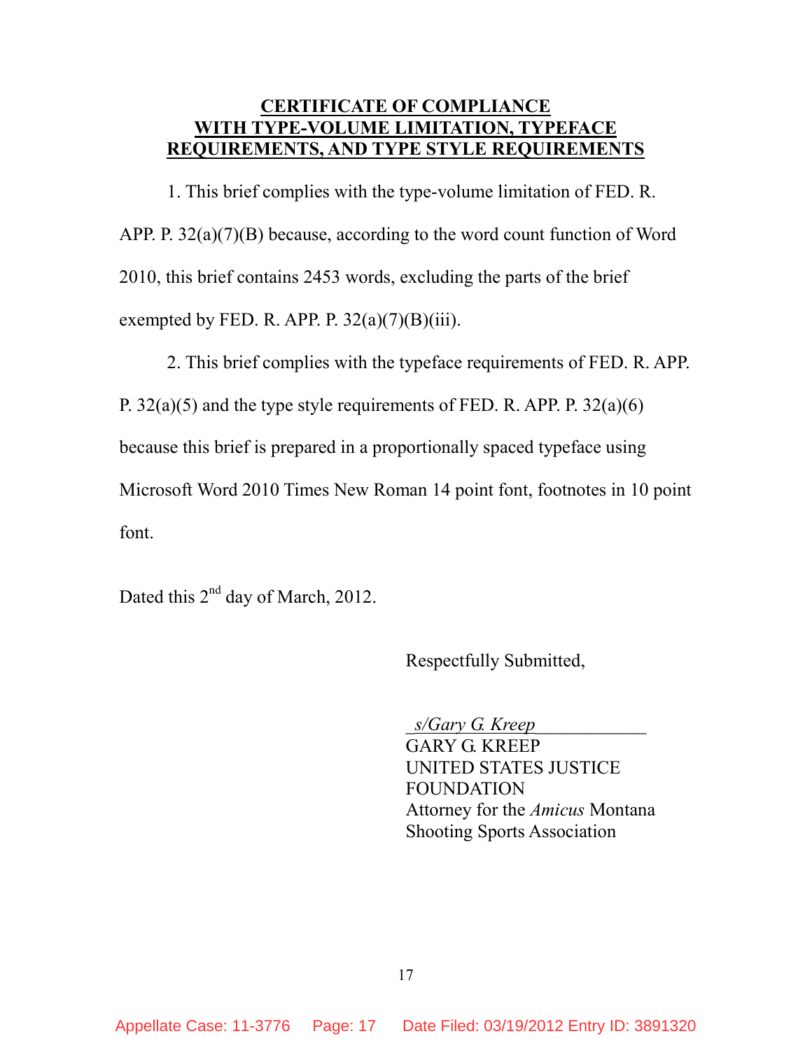## CERTIFICATE OF COMPLIANCE WITH TYPE-VOLUME LIMITATION, TYPEFACE REQUIREMENTS, AND TYPE STYLE REQUIREMENTS

1. This brief complies with the type-volume limitation of FED. R. APP. P. 32(a)(7)(B) because, according to the word count function of Word 2010, this brief contains 2453 words, excluding the parts of the brief exempted by FED. R. APP. P. 32(a)(7)(B)(iii).

2. This brief complies with the typeface requirements of FED. R. APP. P. 32(a)(5) and the type style requirements of FED. R. APP. P. 32(a)(6) because this brief is prepared in a proportionally spaced typeface using Microsoft Word 2010 Times New Roman 14 point font, footnotes in 10 point font.

Dated this 2nd day of March, 2012.

Respectfully Submitted,

*s/Gary G. Kreep*
GARY G. KREEP
UNITED STATES JUSTICE FOUNDATION
Attorney for the *Amicus* Montana Shooting Sports Association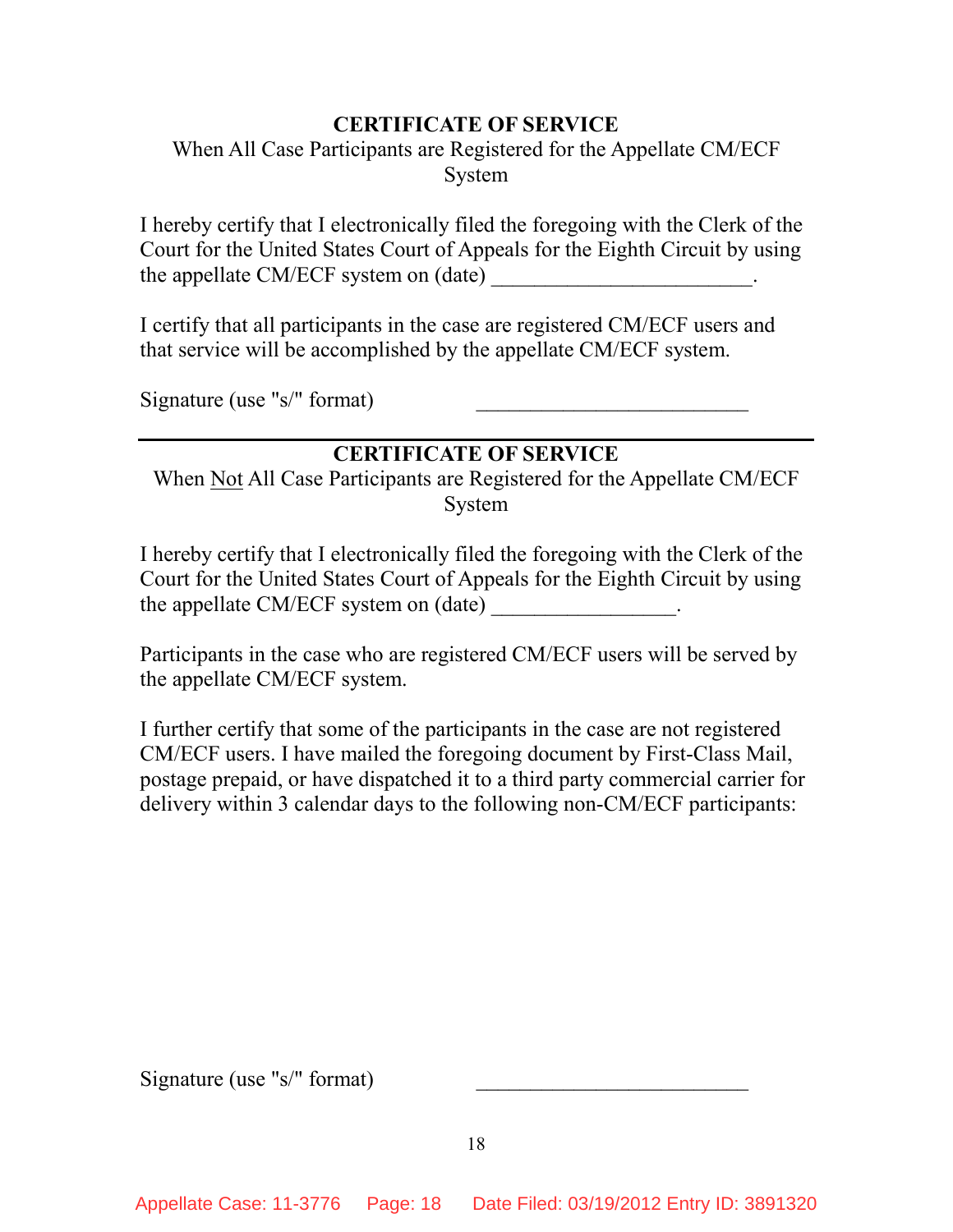**CERTIFICATE OF SERVICE**

When All Case Participants are Registered for the Appellate CM/ECF System

I hereby certify that I electronically filed the foregoing with the Clerk of the Court for the United States Court of Appeals for the Eighth Circuit by using the appellate CM/ECF system on (date) ________________________.

I certify that all participants in the case are registered CM/ECF users and that service will be accomplished by the appellate CM/ECF system.

Signature (use "s/" format) _________________________

---

**CERTIFICATE OF SERVICE**

When Not All Case Participants are Registered for the Appellate CM/ECF System

I hereby certify that I electronically filed the foregoing with the Clerk of the Court for the United States Court of Appeals for the Eighth Circuit by using the appellate CM/ECF system on (date) _________________.

Participants in the case who are registered CM/ECF users will be served by the appellate CM/ECF system.

I further certify that some of the participants in the case are not registered CM/ECF users. I have mailed the foregoing document by First-Class Mail, postage prepaid, or have dispatched it to a third party commercial carrier for delivery within 3 calendar days to the following non-CM/ECF participants:

Signature (use "s/" format) _________________________